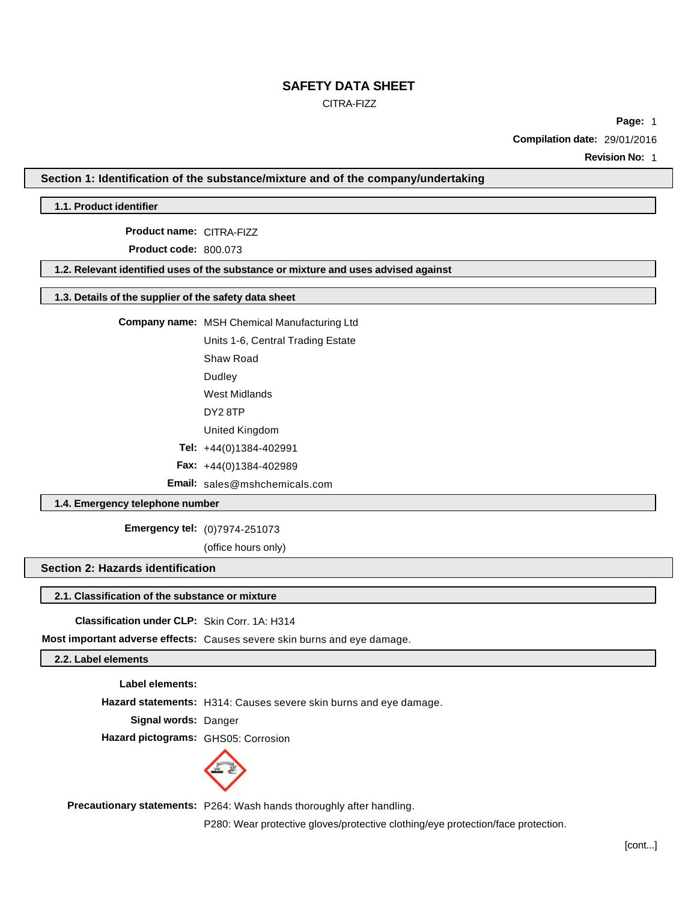# SAFETY DATA SHEET

CITRA-FIZZ

**Page:** 1

**Compilation date:** 29/01/2016

**Revision No:** 1

## Section 1: Identification of the substance/mixture and of the company/undertaking

### 1.1. Product identifier

**Product name:** CITRA-FIZZ

**Product code:** 800.073

### 1.2. Relevant identified uses of the substance or mixture and uses advised against

### 1.3. Details of the supplier of the safety data sheet

**Company name:** MSH Chemical Manufacturing Ltd
Units 1-6, Central Trading Estate
Shaw Road
Dudley
West Midlands
DY2 8TP
United Kingdom

**Tel:** +44(0)1384-402991

**Fax:** +44(0)1384-402989

**Email:** sales@mshchemicals.com

### 1.4. Emergency telephone number

**Emergency tel:** (0)7974-251073
(office hours only)

## Section 2: Hazards identification

### 2.1. Classification of the substance or mixture

**Classification under CLP:** Skin Corr. 1A: H314

**Most important adverse effects:** Causes severe skin burns and eye damage.

### 2.2. Label elements

**Label elements:**

**Hazard statements:** H314: Causes severe skin burns and eye damage.

**Signal words:** Danger

**Hazard pictograms:** GHS05: Corrosion

**Precautionary statements:** P264: Wash hands thoroughly after handling.
P280: Wear protective gloves/protective clothing/eye protection/face protection.

[cont...]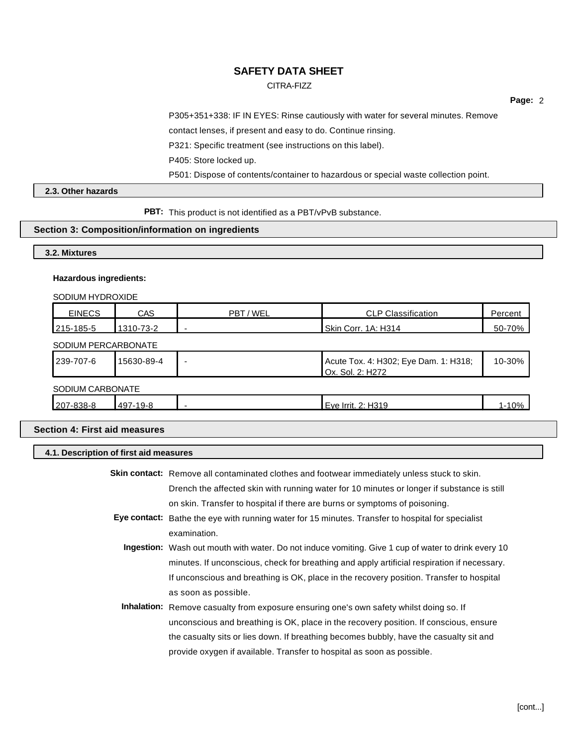P305+351+338: IF IN EYES: Rinse cautiously with water for several minutes. Remove contact lenses, if present and easy to do. Continue rinsing.

P321: Specific treatment (see instructions on this label).

P405: Store locked up.

P501: Dispose of contents/container to hazardous or special waste collection point.

### 2.3. Other hazards

**PBT:** This product is not identified as a PBT/vPvB substance.

## Section 3: Composition/information on ingredients

### 3.2. Mixtures

**Hazardous ingredients:**

SODIUM HYDROXIDE

| EINECS | CAS | PBT / WEL | CLP Classification | Percent |
|---|---|---|---|---|
| 215-185-5 | 1310-73-2 | - | Skin Corr. 1A: H314 | 50-70% |

SODIUM PERCARBONATE

| EINECS | CAS | PBT / WEL | CLP Classification | Percent |
|---|---|---|---|---|
| 239-707-6 | 15630-89-4 | - | Acute Tox. 4: H302; Eye Dam. 1: H318; Ox. Sol. 2: H272 | 10-30% |

SODIUM CARBONATE

| EINECS | CAS | PBT / WEL | CLP Classification | Percent |
|---|---|---|---|---|
| 207-838-8 | 497-19-8 | - | Eye Irrit. 2: H319 | 1-10% |

## Section 4: First aid measures

### 4.1. Description of first aid measures

**Skin contact:** Remove all contaminated clothes and footwear immediately unless stuck to skin. Drench the affected skin with running water for 10 minutes or longer if substance is still on skin. Transfer to hospital if there are burns or symptoms of poisoning.

**Eye contact:** Bathe the eye with running water for 15 minutes. Transfer to hospital for specialist examination.

**Ingestion:** Wash out mouth with water. Do not induce vomiting. Give 1 cup of water to drink every 10 minutes. If unconscious, check for breathing and apply artificial respiration if necessary. If unconscious and breathing is OK, place in the recovery position. Transfer to hospital as soon as possible.

**Inhalation:** Remove casualty from exposure ensuring one's own safety whilst doing so. If unconscious and breathing is OK, place in the recovery position. If conscious, ensure the casualty sits or lies down. If breathing becomes bubbly, have the casualty sit and provide oxygen if available. Transfer to hospital as soon as possible.

[cont...]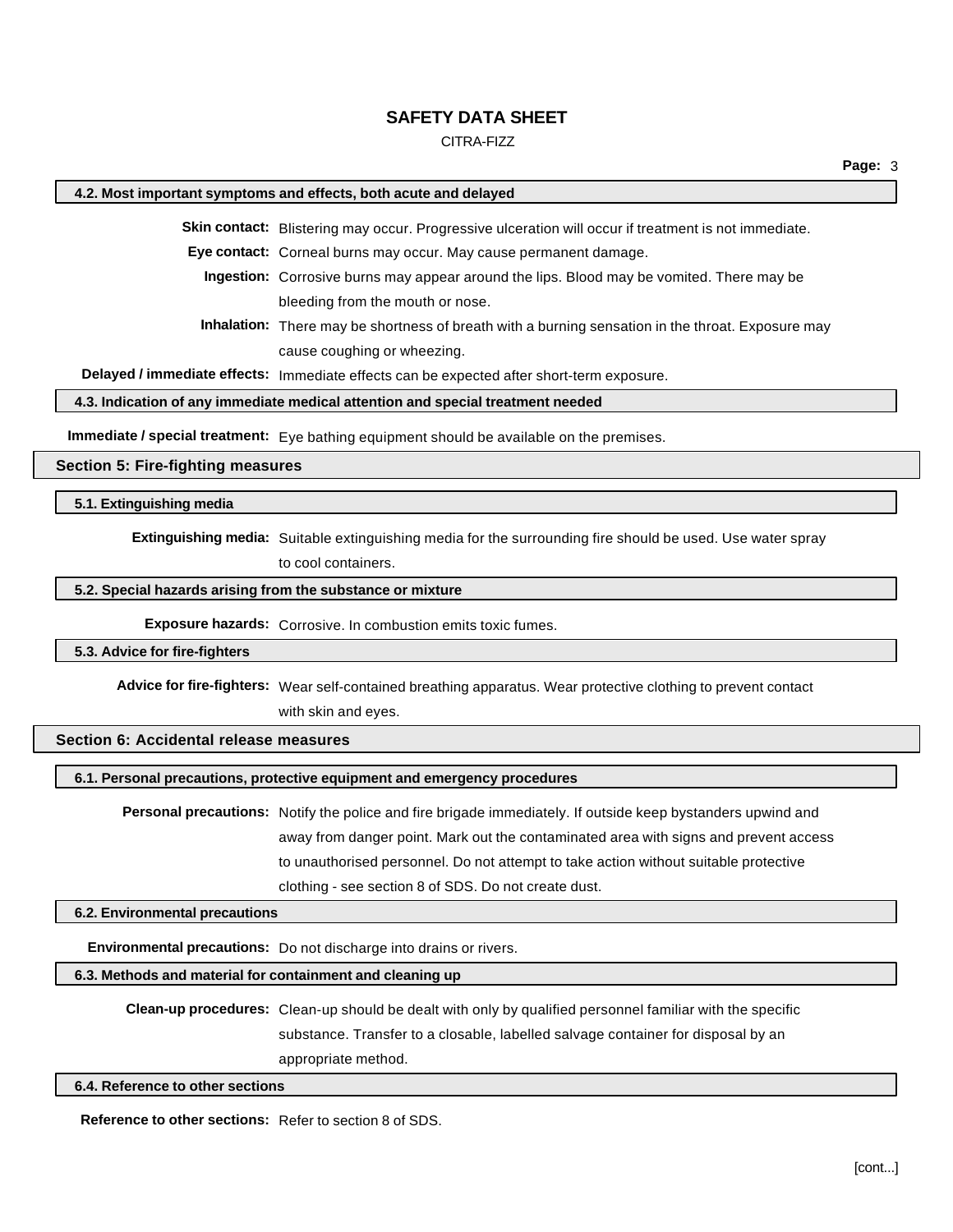### 4.2. Most important symptoms and effects, both acute and delayed

**Skin contact:** Blistering may occur. Progressive ulceration will occur if treatment is not immediate.

**Eye contact:** Corneal burns may occur. May cause permanent damage.

**Ingestion:** Corrosive burns may appear around the lips. Blood may be vomited. There may be bleeding from the mouth or nose.

**Inhalation:** There may be shortness of breath with a burning sensation in the throat. Exposure may cause coughing or wheezing.

**Delayed / immediate effects:** Immediate effects can be expected after short-term exposure.

### 4.3. Indication of any immediate medical attention and special treatment needed

**Immediate / special treatment:** Eye bathing equipment should be available on the premises.

## Section 5: Fire-fighting measures

### 5.1. Extinguishing media

**Extinguishing media:** Suitable extinguishing media for the surrounding fire should be used. Use water spray to cool containers.

### 5.2. Special hazards arising from the substance or mixture

**Exposure hazards:** Corrosive. In combustion emits toxic fumes.

### 5.3. Advice for fire-fighters

**Advice for fire-fighters:** Wear self-contained breathing apparatus. Wear protective clothing to prevent contact with skin and eyes.

## Section 6: Accidental release measures

### 6.1. Personal precautions, protective equipment and emergency procedures

**Personal precautions:** Notify the police and fire brigade immediately. If outside keep bystanders upwind and away from danger point. Mark out the contaminated area with signs and prevent access to unauthorised personnel. Do not attempt to take action without suitable protective clothing - see section 8 of SDS. Do not create dust.

### 6.2. Environmental precautions

**Environmental precautions:** Do not discharge into drains or rivers.

### 6.3. Methods and material for containment and cleaning up

**Clean-up procedures:** Clean-up should be dealt with only by qualified personnel familiar with the specific substance. Transfer to a closable, labelled salvage container for disposal by an appropriate method.

### 6.4. Reference to other sections

**Reference to other sections:** Refer to section 8 of SDS.

[cont...]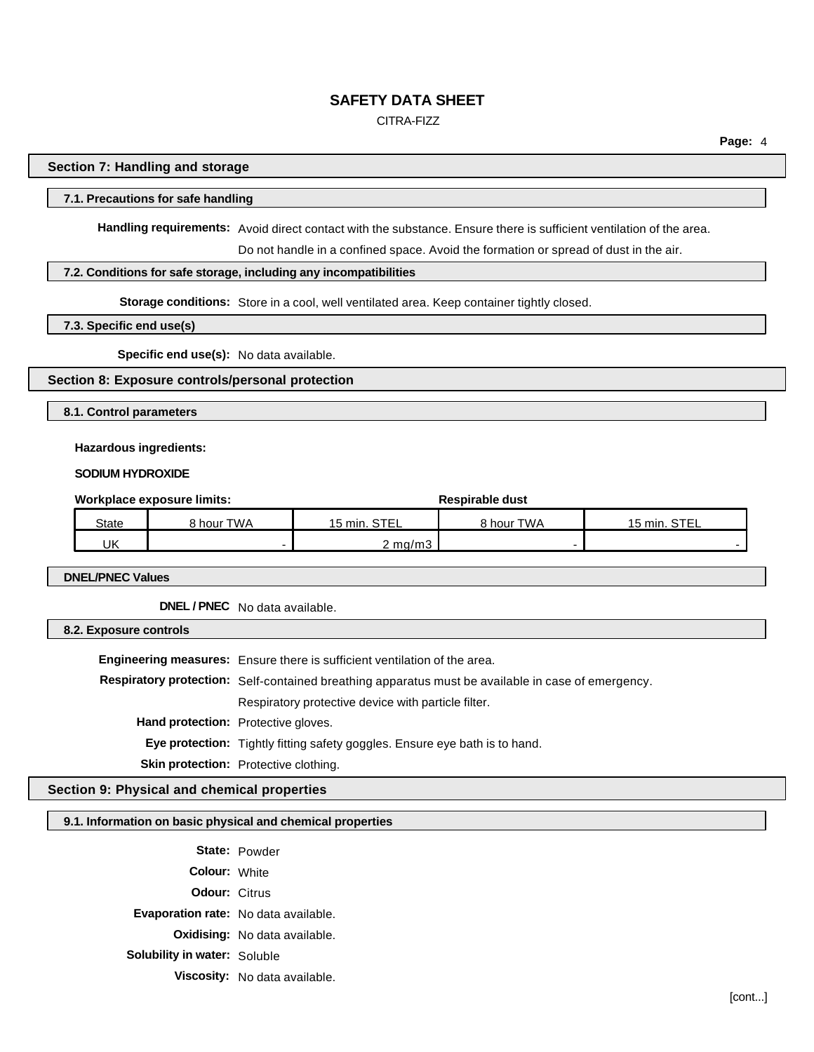# SAFETY DATA SHEET

CITRA-FIZZ

## Section 7: Handling and storage

### 7.1. Precautions for safe handling

**Handling requirements:** Avoid direct contact with the substance. Ensure there is sufficient ventilation of the area.

Do not handle in a confined space. Avoid the formation or spread of dust in the air.

### 7.2. Conditions for safe storage, including any incompatibilities

**Storage conditions:** Store in a cool, well ventilated area. Keep container tightly closed.

### 7.3. Specific end use(s)

**Specific end use(s):** No data available.

## Section 8: Exposure controls/personal protection

### 8.1. Control parameters

**Hazardous ingredients:**

**SODIUM HYDROXIDE**

**Workplace exposure limits:**

| | | | **Respirable dust** | |
|---|---|---|---|---|
| State | 8 hour TWA | 15 min. STEL | 8 hour TWA | 15 min. STEL |
| UK | - | 2 mg/m3 | - | - |

### DNEL/PNEC Values

**DNEL / PNEC** No data available.

### 8.2. Exposure controls

**Engineering measures:** Ensure there is sufficient ventilation of the area.

**Respiratory protection:** Self-contained breathing apparatus must be available in case of emergency.

Respiratory protective device with particle filter.

**Hand protection:** Protective gloves.

**Eye protection:** Tightly fitting safety goggles. Ensure eye bath is to hand.

**Skin protection:** Protective clothing.

## Section 9: Physical and chemical properties

### 9.1. Information on basic physical and chemical properties

**State:** Powder

**Colour:** White

**Odour:** Citrus

**Evaporation rate:** No data available.

**Oxidising:** No data available.

**Solubility in water:** Soluble

**Viscosity:** No data available.

[cont...]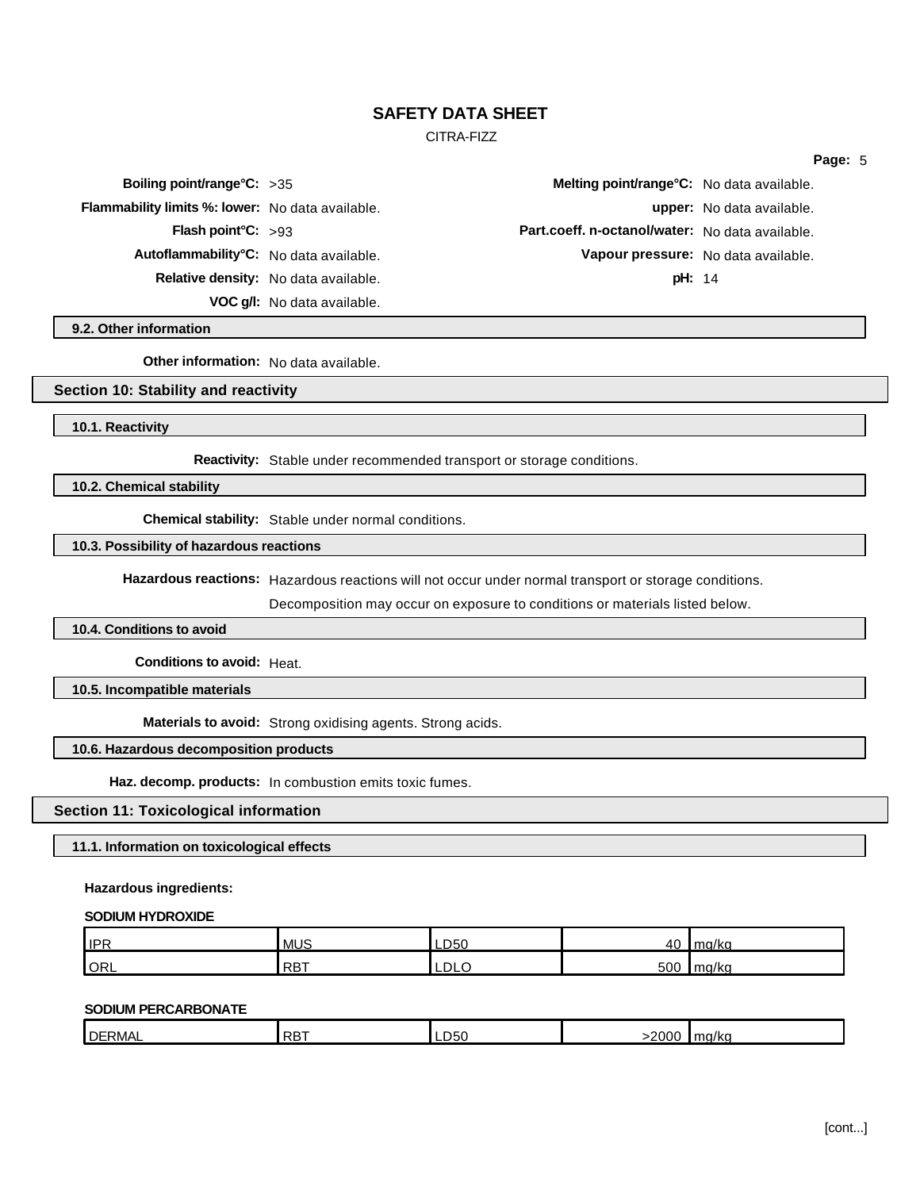| Property | Value | Property | Value |
|---|---|---|---|
| **Boiling point/range°C:** | >35 | **Melting point/range°C:** | No data available. |
| **Flammability limits %: lower:** | No data available. | **upper:** | No data available. |
| **Flash point°C:** | >93 | **Part.coeff. n-octanol/water:** | No data available. |
| **Autoflammability°C:** | No data available. | **Vapour pressure:** | No data available. |
| **Relative density:** | No data available. | **pH:** | 14 |
| **VOC g/l:** | No data available. | | |

### 9.2. Other information

**Other information:** No data available.

## Section 10: Stability and reactivity

### 10.1. Reactivity

**Reactivity:** Stable under recommended transport or storage conditions.

### 10.2. Chemical stability

**Chemical stability:** Stable under normal conditions.

### 10.3. Possibility of hazardous reactions

**Hazardous reactions:** Hazardous reactions will not occur under normal transport or storage conditions.

Decomposition may occur on exposure to conditions or materials listed below.

### 10.4. Conditions to avoid

**Conditions to avoid:** Heat.

### 10.5. Incompatible materials

**Materials to avoid:** Strong oxidising agents. Strong acids.

### 10.6. Hazardous decomposition products

**Haz. decomp. products:** In combustion emits toxic fumes.

## Section 11: Toxicological information

### 11.1. Information on toxicological effects

**Hazardous ingredients:**

**SODIUM HYDROXIDE**

| Route | Species | Test | Value | Unit |
|---|---|---|---|---|
| IPR | MUS | LD50 | 40 | mg/kg |
| ORL | RBT | LDLO | 500 | mg/kg |

**SODIUM PERCARBONATE**

| Route | Species | Test | Value | Unit |
|---|---|---|---|---|
| DERMAL | RBT | LD50 | >2000 | mg/kg |

[cont...]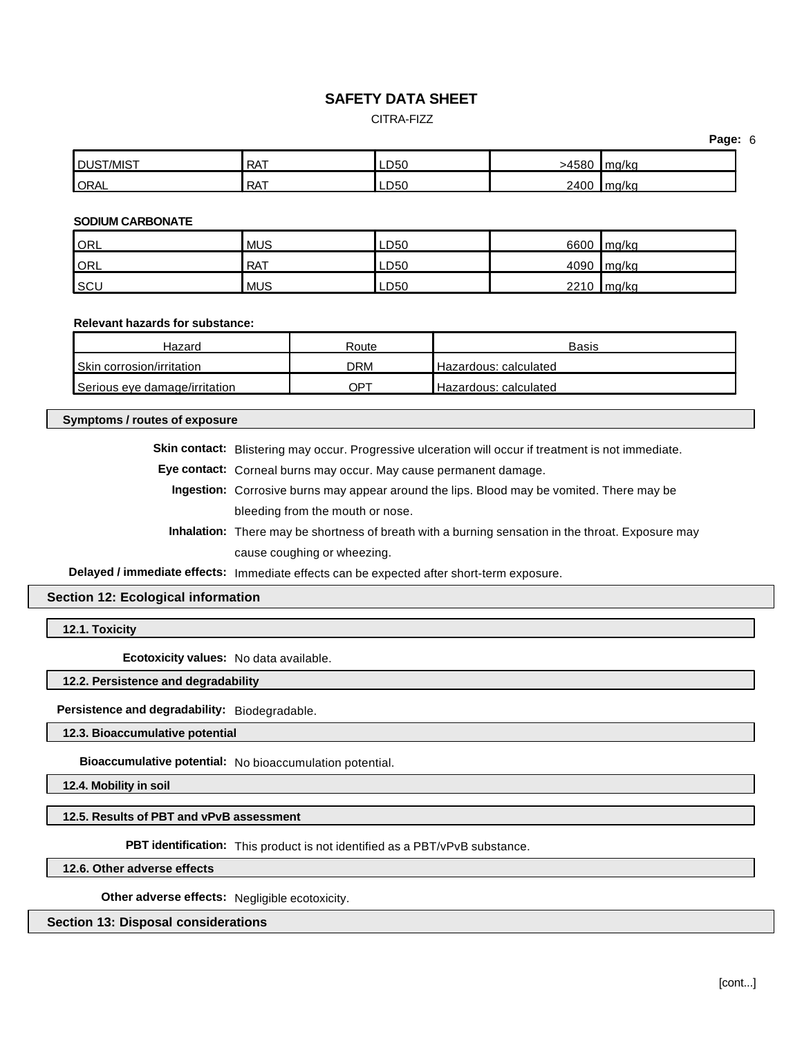| | | | | |
|---|---|---|---|---|
| DUST/MIST | RAT | LD50 | >4580 | mg/kg |
| ORAL | RAT | LD50 | 2400 | mg/kg |

**SODIUM CARBONATE**

| | | | | |
|---|---|---|---|---|
| ORL | MUS | LD50 | 6600 | mg/kg |
| ORL | RAT | LD50 | 4090 | mg/kg |
| SCU | MUS | LD50 | 2210 | mg/kg |

**Relevant hazards for substance:**

| Hazard | Route | Basis |
|---|---|---|
| Skin corrosion/irritation | DRM | Hazardous: calculated |
| Serious eye damage/irritation | OPT | Hazardous: calculated |

### Symptoms / routes of exposure

**Skin contact:** Blistering may occur. Progressive ulceration will occur if treatment is not immediate.

**Eye contact:** Corneal burns may occur. May cause permanent damage.

**Ingestion:** Corrosive burns may appear around the lips. Blood may be vomited. There may be bleeding from the mouth or nose.

**Inhalation:** There may be shortness of breath with a burning sensation in the throat. Exposure may cause coughing or wheezing.

**Delayed / immediate effects:** Immediate effects can be expected after short-term exposure.

## Section 12: Ecological information

### 12.1. Toxicity

**Ecotoxicity values:** No data available.

### 12.2. Persistence and degradability

**Persistence and degradability:** Biodegradable.

### 12.3. Bioaccumulative potential

**Bioaccumulative potential:** No bioaccumulation potential.

### 12.4. Mobility in soil

### 12.5. Results of PBT and vPvB assessment

**PBT identification:** This product is not identified as a PBT/vPvB substance.

### 12.6. Other adverse effects

**Other adverse effects:** Negligible ecotoxicity.

## Section 13: Disposal considerations

[cont...]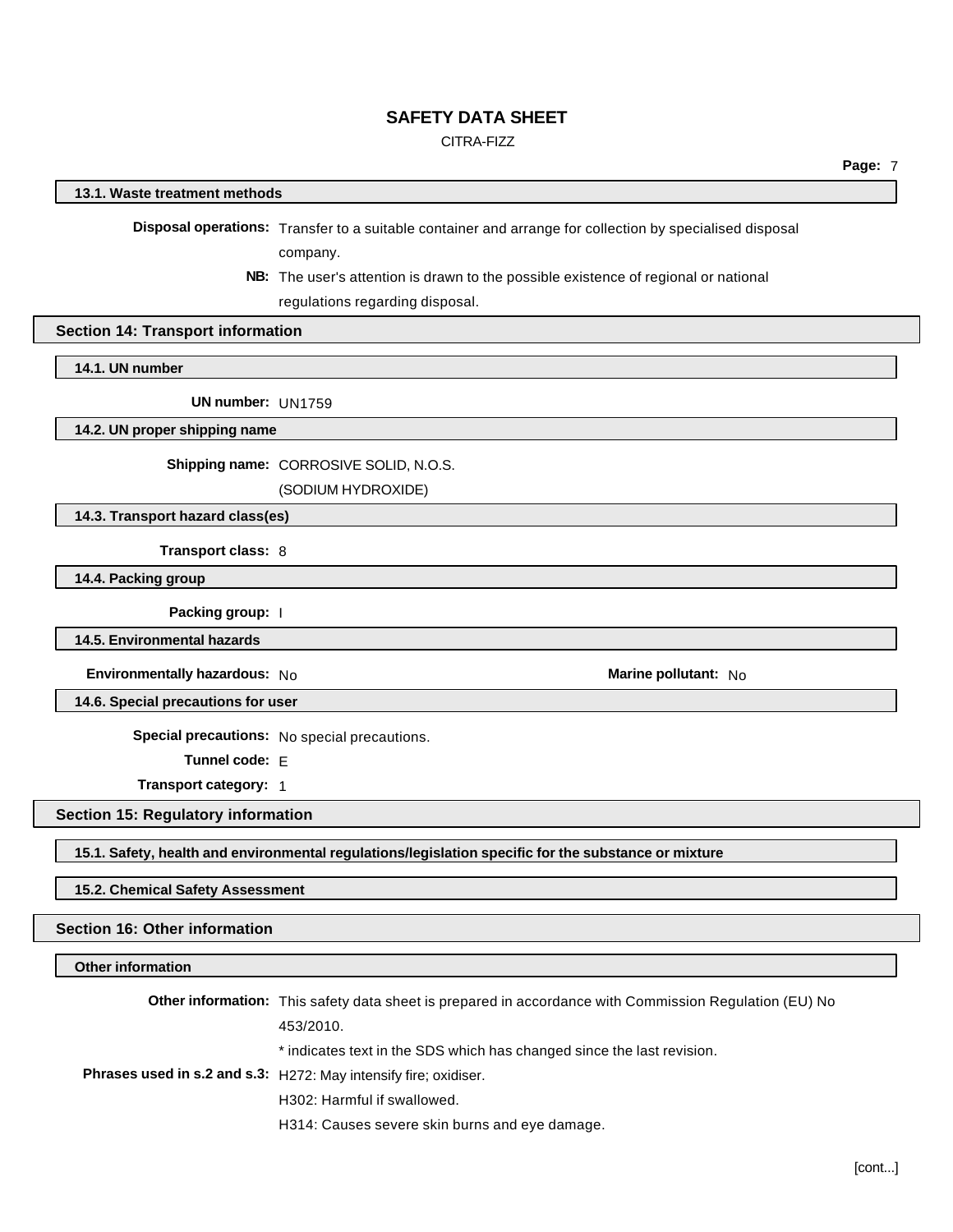### 13.1. Waste treatment methods

**Disposal operations:** Transfer to a suitable container and arrange for collection by specialised disposal company.

**NB:** The user's attention is drawn to the possible existence of regional or national regulations regarding disposal.

## Section 14: Transport information

### 14.1. UN number

**UN number:** UN1759

### 14.2. UN proper shipping name

**Shipping name:** CORROSIVE SOLID, N.O.S.
(SODIUM HYDROXIDE)

### 14.3. Transport hazard class(es)

**Transport class:** 8

### 14.4. Packing group

**Packing group:** I

### 14.5. Environmental hazards

**Environmentally hazardous:** No

**Marine pollutant:** No

### 14.6. Special precautions for user

**Special precautions:** No special precautions.

**Tunnel code:** E

**Transport category:** 1

## Section 15: Regulatory information

### 15.1. Safety, health and environmental regulations/legislation specific for the substance or mixture

### 15.2. Chemical Safety Assessment

## Section 16: Other information

### Other information

**Other information:** This safety data sheet is prepared in accordance with Commission Regulation (EU) No 453/2010.

* indicates text in the SDS which has changed since the last revision.

**Phrases used in s.2 and s.3:** H272: May intensify fire; oxidiser.

H302: Harmful if swallowed.

H314: Causes severe skin burns and eye damage.

[cont...]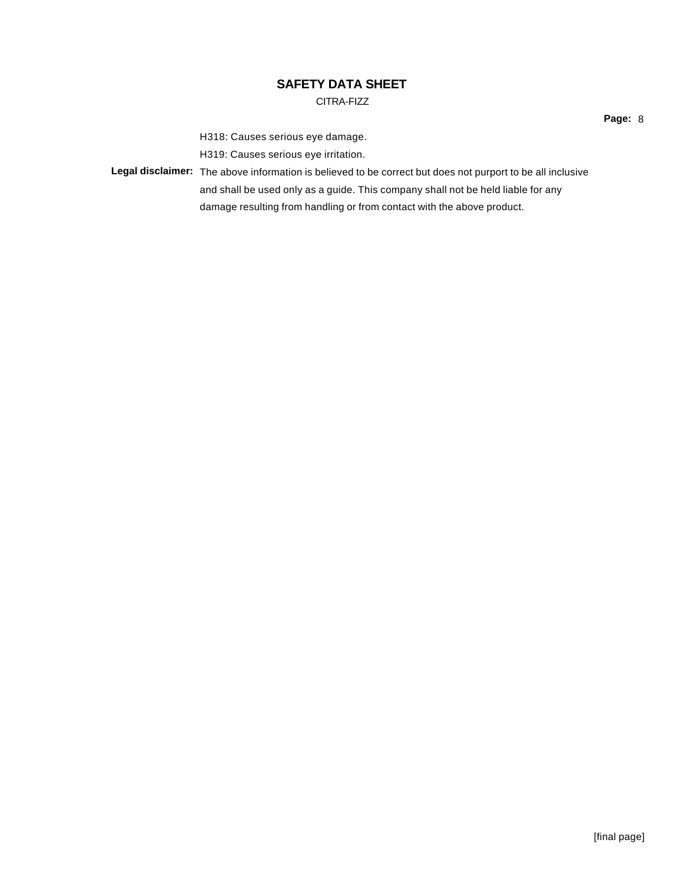H318: Causes serious eye damage.

H319: Causes serious eye irritation.

**Legal disclaimer:** The above information is believed to be correct but does not purport to be all inclusive and shall be used only as a guide. This company shall not be held liable for any damage resulting from handling or from contact with the above product.

[final page]